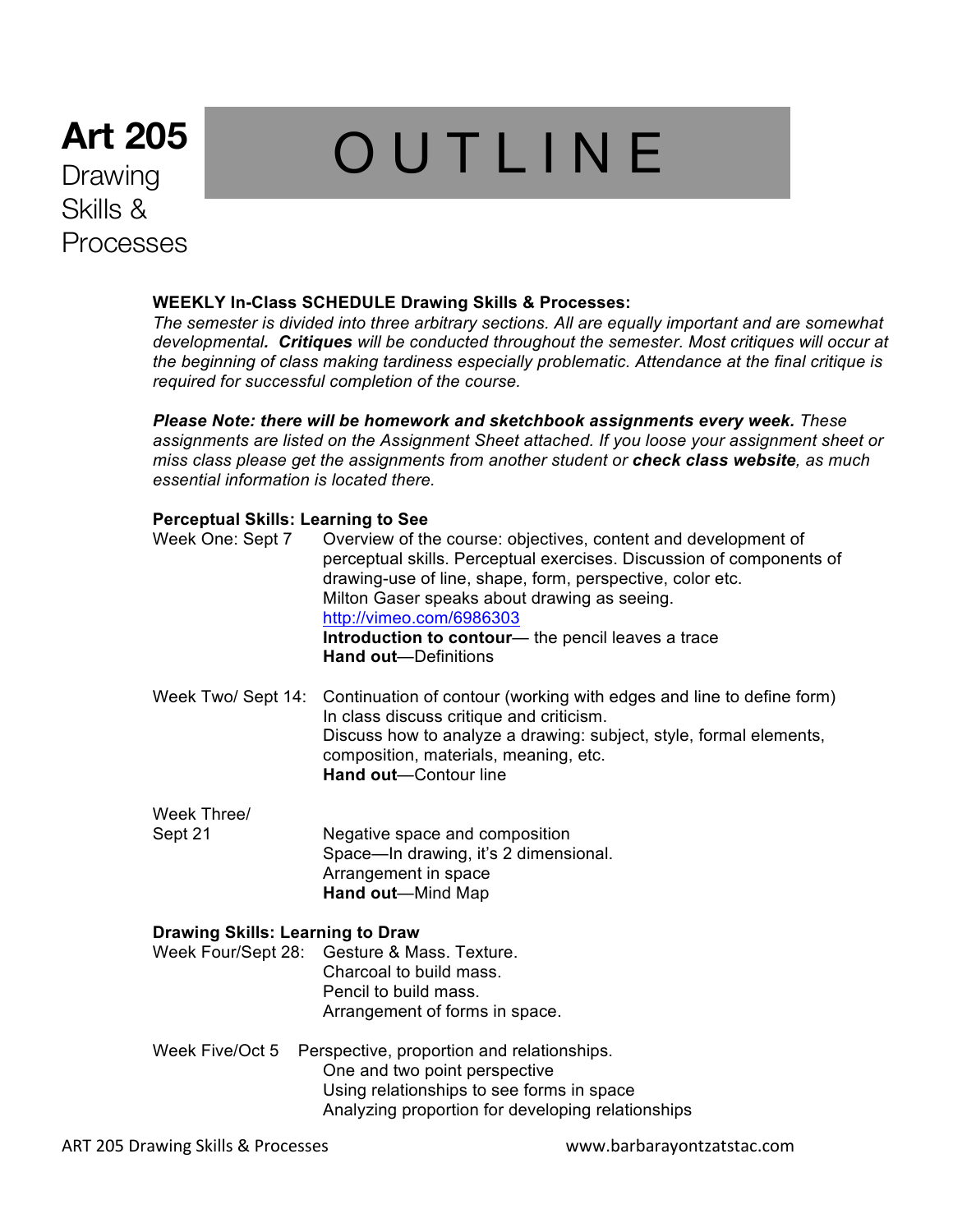# Art 205

Drawing Skills & Processes

# OUTLINE

**WEEKLY In-Class SCHEDULE Drawing Skills & Processes:**

*The semester is divided into three arbitrary sections. All are equally important and are somewhat developmental. **Critiques** will be conducted throughout the semester. Most critiques will occur at the beginning of class making tardiness especially problematic. Attendance at the final critique is required for successful completion of the course.*

***Please Note: there will be homework and sketchbook assignments every week.*** *These assignments are listed on the Assignment Sheet attached. If you loose your assignment sheet or miss class please get the assignments from another student or **check class website**, as much essential information is located there.*

**Perceptual Skills: Learning to See**

Week One: Sept 7
: Overview of the course: objectives, content and development of perceptual skills. Perceptual exercises. Discussion of components of drawing-use of line, shape, form, perspective, color etc.
Milton Gaser speaks about drawing as seeing.
http://vimeo.com/6986303
**Introduction to contour**— the pencil leaves a trace
**Hand out**—Definitions

Week Two/ Sept 14:
: Continuation of contour (working with edges and line to define form)
In class discuss critique and criticism.
Discuss how to analyze a drawing: subject, style, formal elements, composition, materials, meaning, etc.
**Hand out**—Contour line

Week Three/ Sept 21
: Negative space and composition
Space—In drawing, it's 2 dimensional.
Arrangement in space
**Hand out**—Mind Map

**Drawing Skills: Learning to Draw**

Week Four/Sept 28:
: Gesture & Mass. Texture.
Charcoal to build mass.
Pencil to build mass.
Arrangement of forms in space.

Week Five/Oct 5
: Perspective, proportion and relationships.
One and two point perspective
Using relationships to see forms in space
Analyzing proportion for developing relationships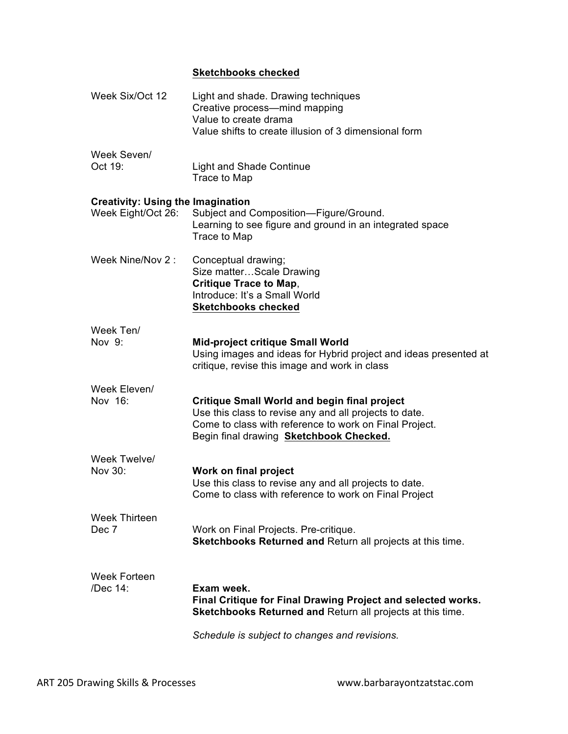**<u>Sketchbooks checked</u>**

| | |
|---|---|
| Week Six/Oct 12 | Light and shade. Drawing techniques<br>Creative process—mind mapping<br>Value to create drama<br>Value shifts to create illusion of 3 dimensional form |
| Week Seven/ Oct 19: | Light and Shade Continue<br>Trace to Map |
| **Creativity: Using the Imagination** | |
| Week Eight/Oct 26: | Subject and Composition—Figure/Ground.<br>Learning to see figure and ground in an integrated space<br>Trace to Map |
| Week Nine/Nov 2 : | Conceptual drawing;<br>Size matter…Scale Drawing<br>**Critique Trace to Map**,<br>Introduce: It's a Small World<br>**<u>Sketchbooks checked</u>** |
| Week Ten/ Nov 9: | **Mid-project critique Small World**<br>Using images and ideas for Hybrid project and ideas presented at critique, revise this image and work in class |
| Week Eleven/ Nov 16: | **Critique Small World and begin final project**<br>Use this class to revise any and all projects to date.<br>Come to class with reference to work on Final Project.<br>Begin final drawing **<u>Sketchbook Checked.</u>** |
| Week Twelve/ Nov 30: | **Work on final project**<br>Use this class to revise any and all projects to date.<br>Come to class with reference to work on Final Project |
| Week Thirteen Dec 7 | Work on Final Projects. Pre-critique.<br>**Sketchbooks Returned and** Return all projects at this time. |
| Week Forteen /Dec 14: | **Exam week.**<br>**Final Critique for Final Drawing Project and selected works.**<br>**Sketchbooks Returned and** Return all projects at this time. |

*Schedule is subject to changes and revisions.*